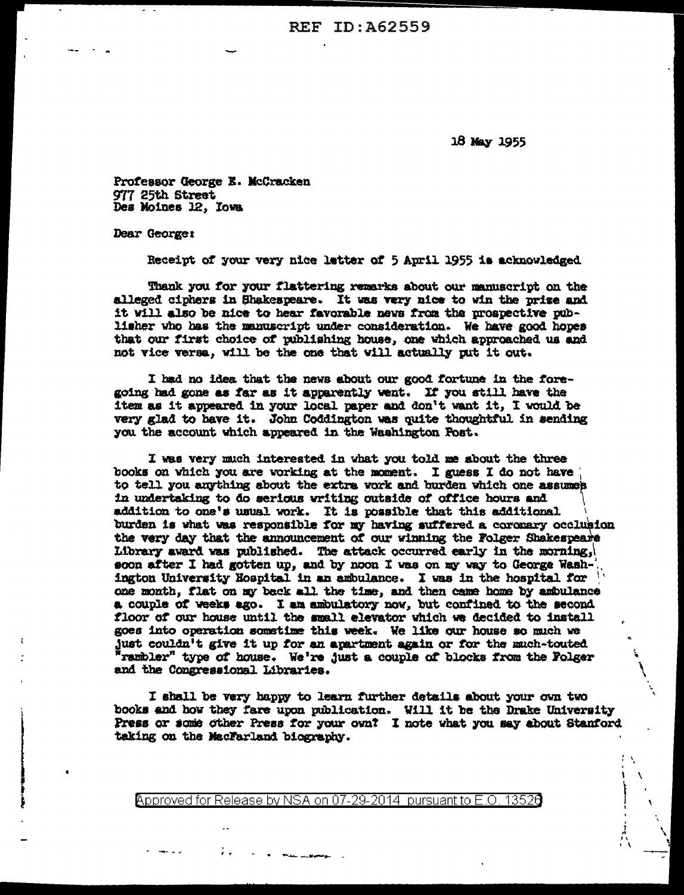18 May 1955

Professor George E. McCracken
977 25th Street
Des Moines 12, Iowa

Dear George:

Receipt of your very nice letter of 5 April 1955 is acknowledged

Thank you for your flattering remarks about our manuscript on the alleged ciphers in Shakespeare. It was very nice to win the prize and it will also be nice to hear favorable news from the prospective publisher who has the manuscript under consideration. We have good hopes that our first choice of publishing house, one which approached us and not vice versa, will be the one that will actually put it out.

I had no idea that the news about our good fortune in the foregoing had gone as far as it apparently went. If you still have the item as it appeared in your local paper and don't want it, I would be very glad to have it. John Coddington was quite thoughtful in sending you the account which appeared in the Washington Post.

I was very much interested in what you told me about the three books on which you are working at the moment. I guess I do not have to tell you anything about the extra work and burden which one assumes in undertaking to do serious writing outside of office hours and addition to one's usual work. It is possible that this additional burden is what was responsible for my having suffered a coronary occlusion the very day that the announcement of our winning the Folger Shakespeare Library award was published. The attack occurred early in the morning, soon after I had gotten up, and by noon I was on my way to George Washington University Hospital in an ambulance. I was in the hospital for one month, flat on my back all the time, and then came home by ambulance a couple of weeks ago. I am ambulatory now, but confined to the second floor of our house until the small elevator which we decided to install goes into operation sometime this week. We like our house so much we just couldn't give it up for an apartment again or for the much-touted "rambler" type of house. We're just a couple of blocks from the Folger and the Congressional Libraries.

I shall be very happy to learn further details about your own two books and how they fare upon publication. Will it be the Drake University Press or some other Press for your own? I note what you say about Stanford taking on the MacFarland biography.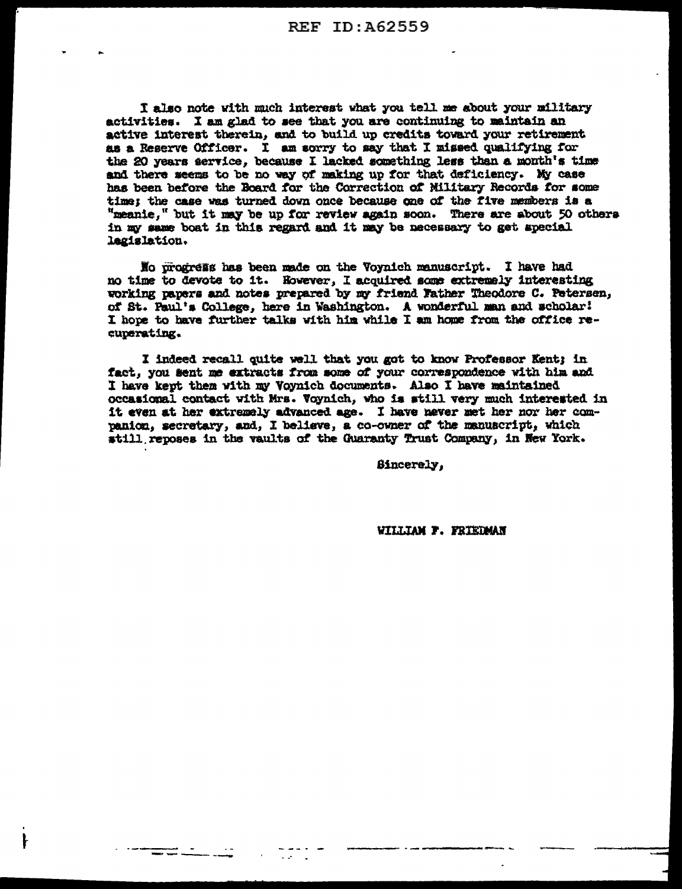I also note with much interest what you tell me about your military activities. I am glad to see that you are continuing to maintain an active interest therein, and to build up credits toward your retirement as a Reserve Officer. I am sorry to say that I missed qualifying for the 20 years service, because I lacked something less than a month's time and there seems to be no way of making up for that deficiency. My case has been before the Board for the Correction of Military Records for some time; the case was turned down once because one of the five members is a "meanie," but it may be up for review again soon. There are about 50 others in my same boat in this regard and it may be necessary to get special legislation.

No progress has been made on the Voynich manuscript. I have had no time to devote to it. However, I acquired some extremely interesting working papers and notes prepared by my friend Father Theodore C. Petersen, of St. Paul's College, here in Washington. A wonderful man and scholar! I hope to have further talks with him while I am home from the office recuperating.

I indeed recall quite well that you got to know Professor Kent; in fact, you sent me extracts from some of your correspondence with him and I have kept them with my Voynich documents. Also I have maintained occasional contact with Mrs. Voynich, who is still very much interested in it even at her extremely advanced age. I have never met her nor her companion, secretary, and, I believe, a co-owner of the manuscript, which still reposes in the vaults of the Guaranty Trust Company, in New York.

Sincerely,

WILLIAM F. FRIEDMAN